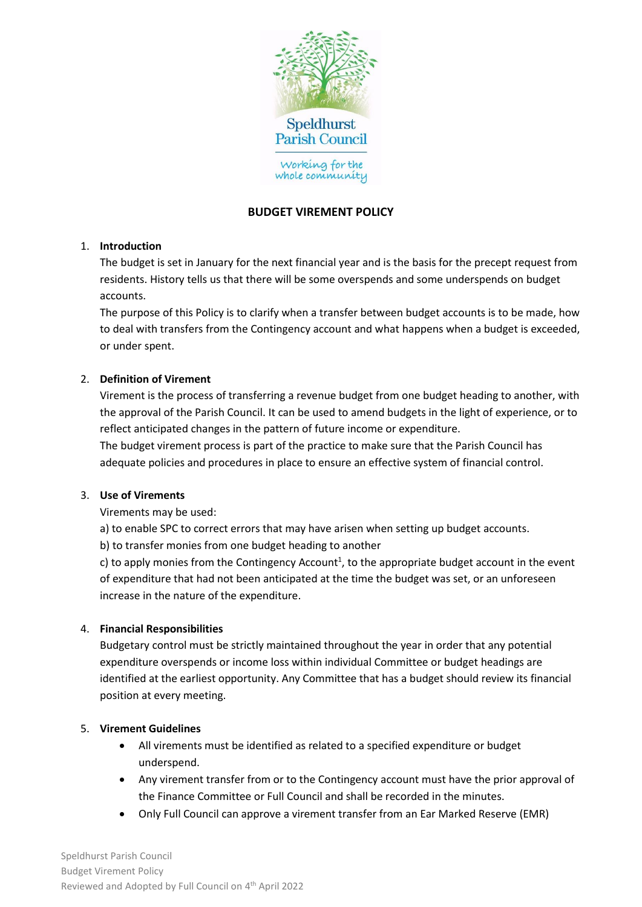Speldhurst Parish Council

Working for the whole community

# BUDGET VIREMENT POLICY

1. **Introduction**

   The budget is set in January for the next financial year and is the basis for the precept request from residents. History tells us that there will be some overspends and some underspends on budget accounts.

   The purpose of this Policy is to clarify when a transfer between budget accounts is to be made, how to deal with transfers from the Contingency account and what happens when a budget is exceeded, or under spent.

2. **Definition of Virement**

   Virement is the process of transferring a revenue budget from one budget heading to another, with the approval of the Parish Council. It can be used to amend budgets in the light of experience, or to reflect anticipated changes in the pattern of future income or expenditure.

   The budget virement process is part of the practice to make sure that the Parish Council has adequate policies and procedures in place to ensure an effective system of financial control.

3. **Use of Virements**

   Virements may be used:

   a) to enable SPC to correct errors that may have arisen when setting up budget accounts.

   b) to transfer monies from one budget heading to another

   c) to apply monies from the Contingency Account[1], to the appropriate budget account in the event of expenditure that had not been anticipated at the time the budget was set, or an unforeseen increase in the nature of the expenditure.

4. **Financial Responsibilities**

   Budgetary control must be strictly maintained throughout the year in order that any potential expenditure overspends or income loss within individual Committee or budget headings are identified at the earliest opportunity. Any Committee that has a budget should review its financial position at every meeting.

5. **Virement Guidelines**

   - All virements must be identified as related to a specified expenditure or budget underspend.
   - Any virement transfer from or to the Contingency account must have the prior approval of the Finance Committee or Full Council and shall be recorded in the minutes.
   - Only Full Council can approve a virement transfer from an Ear Marked Reserve (EMR)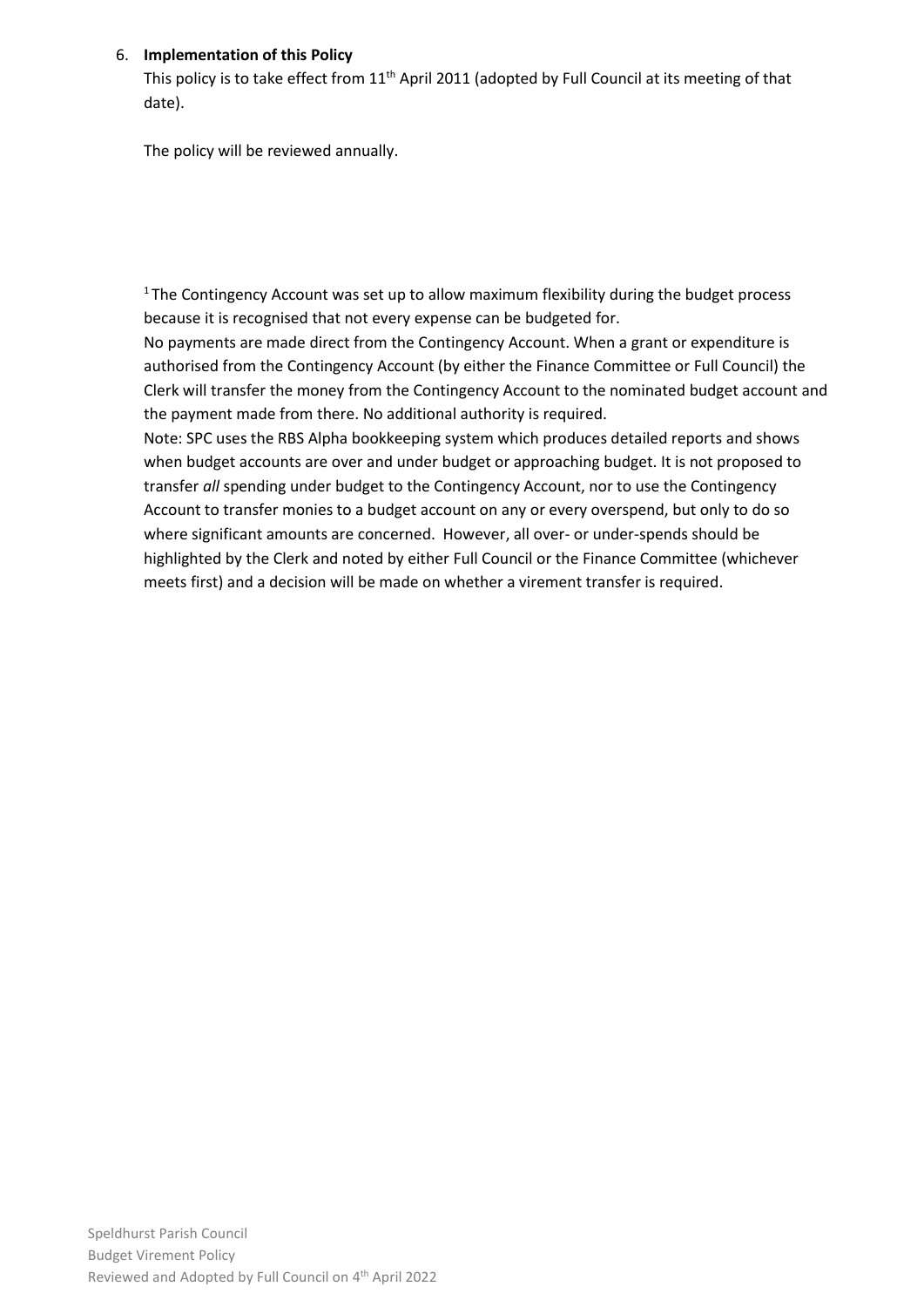6. **Implementation of this Policy**

   This policy is to take effect from 11th April 2011 (adopted by Full Council at its meeting of that date).

   The policy will be reviewed annually.

[1] The Contingency Account was set up to allow maximum flexibility during the budget process because it is recognised that not every expense can be budgeted for.

No payments are made direct from the Contingency Account. When a grant or expenditure is authorised from the Contingency Account (by either the Finance Committee or Full Council) the Clerk will transfer the money from the Contingency Account to the nominated budget account and the payment made from there. No additional authority is required.

Note: SPC uses the RBS Alpha bookkeeping system which produces detailed reports and shows when budget accounts are over and under budget or approaching budget. It is not proposed to transfer *all* spending under budget to the Contingency Account, nor to use the Contingency Account to transfer monies to a budget account on any or every overspend, but only to do so where significant amounts are concerned. However, all over- or under-spends should be highlighted by the Clerk and noted by either Full Council or the Finance Committee (whichever meets first) and a decision will be made on whether a virement transfer is required.